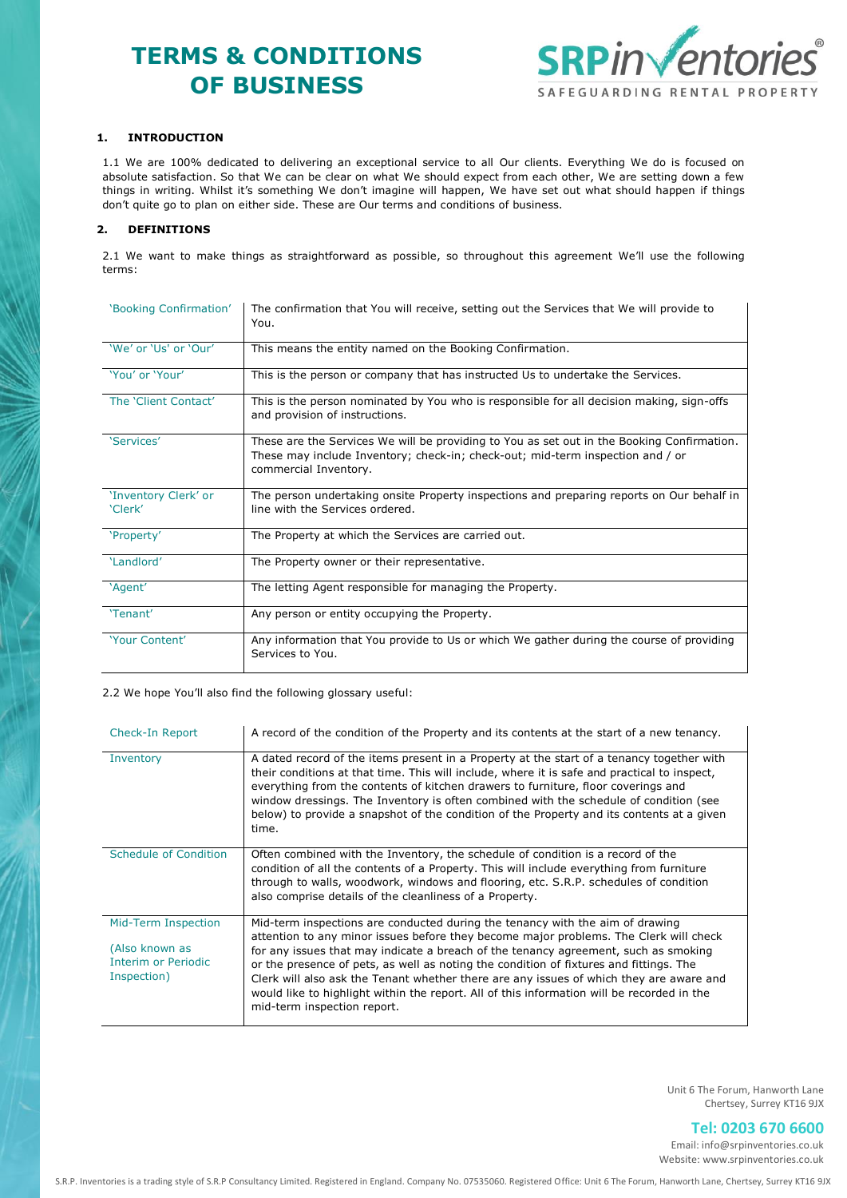# TERMS & CONDITIONS OF BUSINESS

## 1. INTRODUCTION

1.1 We are 100% dedicated to delivering an exceptional service to all Our clients. Everything We do is focused on absolute satisfaction. So that We can be clear on what We should expect from each other, We are setting down a few things in writing. Whilst it's something We don't imagine will happen, We have set out what should happen if things don't quite go to plan on either side. These are Our terms and conditions of business.

## 2. DEFINITIONS

2.1 We want to make things as straightforward as possible, so throughout this agreement We'll use the following terms:

| Term | Definition |
|---|---|
| 'Booking Confirmation' | The confirmation that You will receive, setting out the Services that We will provide to You. |
| 'We' or 'Us' or 'Our' | This means the entity named on the Booking Confirmation. |
| 'You' or 'Your' | This is the person or company that has instructed Us to undertake the Services. |
| The 'Client Contact' | This is the person nominated by You who is responsible for all decision making, sign-offs and provision of instructions. |
| 'Services' | These are the Services We will be providing to You as set out in the Booking Confirmation. These may include Inventory; check-in; check-out; mid-term inspection and / or commercial Inventory. |
| 'Inventory Clerk' or 'Clerk' | The person undertaking onsite Property inspections and preparing reports on Our behalf in line with the Services ordered. |
| 'Property' | The Property at which the Services are carried out. |
| 'Landlord' | The Property owner or their representative. |
| 'Agent' | The letting Agent responsible for managing the Property. |
| 'Tenant' | Any person or entity occupying the Property. |
| 'Your Content' | Any information that You provide to Us or which We gather during the course of providing Services to You. |

2.2 We hope You'll also find the following glossary useful:

| Term | Description |
|---|---|
| Check-In Report | A record of the condition of the Property and its contents at the start of a new tenancy. |
| Inventory | A dated record of the items present in a Property at the start of a tenancy together with their conditions at that time. This will include, where it is safe and practical to inspect, everything from the contents of kitchen drawers to furniture, floor coverings and window dressings. The Inventory is often combined with the schedule of condition (see below) to provide a snapshot of the condition of the Property and its contents at a given time. |
| Schedule of Condition | Often combined with the Inventory, the schedule of condition is a record of the condition of all the contents of a Property. This will include everything from furniture through to walls, woodwork, windows and flooring, etc. S.R.P. schedules of condition also comprise details of the cleanliness of a Property. |
| Mid-Term Inspection (Also known as Interim or Periodic Inspection) | Mid-term inspections are conducted during the tenancy with the aim of drawing attention to any minor issues before they become major problems. The Clerk will check for any issues that may indicate a breach of the tenancy agreement, such as smoking or the presence of pets, as well as noting the condition of fixtures and fittings. The Clerk will also ask the Tenant whether there are any issues of which they are aware and would like to highlight within the report. All of this information will be recorded in the mid-term inspection report. |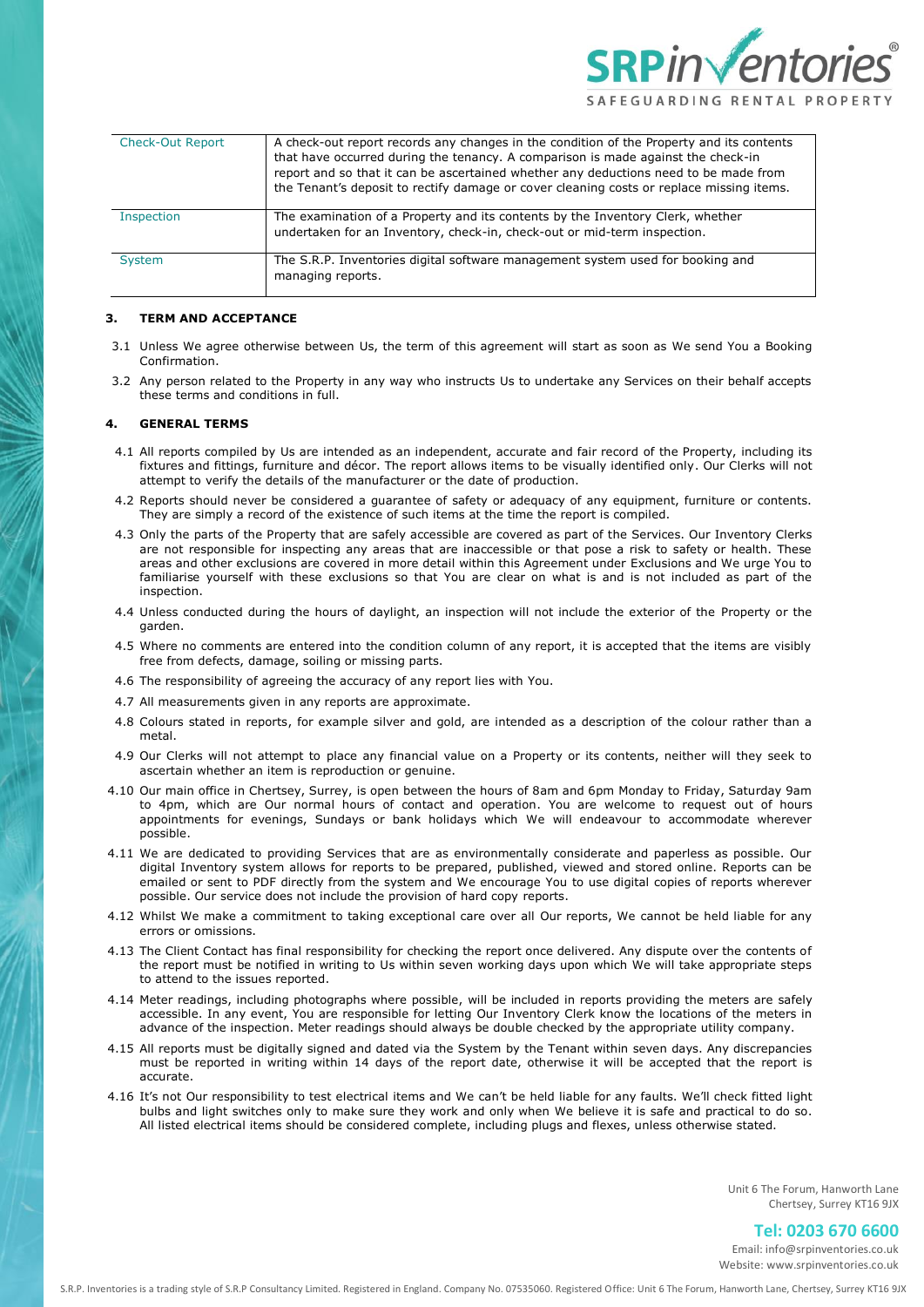| Check-Out Report | A check-out report records any changes in the condition of the Property and its contents that have occurred during the tenancy. A comparison is made against the check-in report and so that it can be ascertained whether any deductions need to be made from the Tenant's deposit to rectify damage or cover cleaning costs or replace missing items. |
|---|---|
| Inspection | The examination of a Property and its contents by the Inventory Clerk, whether undertaken for an Inventory, check-in, check-out or mid-term inspection. |
| System | The S.R.P. Inventories digital software management system used for booking and managing reports. |

## 3. TERM AND ACCEPTANCE

3.1 Unless We agree otherwise between Us, the term of this agreement will start as soon as We send You a Booking Confirmation.

3.2 Any person related to the Property in any way who instructs Us to undertake any Services on their behalf accepts these terms and conditions in full.

## 4. GENERAL TERMS

4.1 All reports compiled by Us are intended as an independent, accurate and fair record of the Property, including its fixtures and fittings, furniture and décor. The report allows items to be visually identified only. Our Clerks will not attempt to verify the details of the manufacturer or the date of production.

4.2 Reports should never be considered a guarantee of safety or adequacy of any equipment, furniture or contents. They are simply a record of the existence of such items at the time the report is compiled.

4.3 Only the parts of the Property that are safely accessible are covered as part of the Services. Our Inventory Clerks are not responsible for inspecting any areas that are inaccessible or that pose a risk to safety or health. These areas and other exclusions are covered in more detail within this Agreement under Exclusions and We urge You to familiarise yourself with these exclusions so that You are clear on what is and is not included as part of the inspection.

4.4 Unless conducted during the hours of daylight, an inspection will not include the exterior of the Property or the garden.

4.5 Where no comments are entered into the condition column of any report, it is accepted that the items are visibly free from defects, damage, soiling or missing parts.

4.6 The responsibility of agreeing the accuracy of any report lies with You.

4.7 All measurements given in any reports are approximate.

4.8 Colours stated in reports, for example silver and gold, are intended as a description of the colour rather than a metal.

4.9 Our Clerks will not attempt to place any financial value on a Property or its contents, neither will they seek to ascertain whether an item is reproduction or genuine.

4.10 Our main office in Chertsey, Surrey, is open between the hours of 8am and 6pm Monday to Friday, Saturday 9am to 4pm, which are Our normal hours of contact and operation. You are welcome to request out of hours appointments for evenings, Sundays or bank holidays which We will endeavour to accommodate wherever possible.

4.11 We are dedicated to providing Services that are as environmentally considerate and paperless as possible. Our digital Inventory system allows for reports to be prepared, published, viewed and stored online. Reports can be emailed or sent to PDF directly from the system and We encourage You to use digital copies of reports wherever possible. Our service does not include the provision of hard copy reports.

4.12 Whilst We make a commitment to taking exceptional care over all Our reports, We cannot be held liable for any errors or omissions.

4.13 The Client Contact has final responsibility for checking the report once delivered. Any dispute over the contents of the report must be notified in writing to Us within seven working days upon which We will take appropriate steps to attend to the issues reported.

4.14 Meter readings, including photographs where possible, will be included in reports providing the meters are safely accessible. In any event, You are responsible for letting Our Inventory Clerk know the locations of the meters in advance of the inspection. Meter readings should always be double checked by the appropriate utility company.

4.15 All reports must be digitally signed and dated via the System by the Tenant within seven days. Any discrepancies must be reported in writing within 14 days of the report date, otherwise it will be accepted that the report is accurate.

4.16 It's not Our responsibility to test electrical items and We can't be held liable for any faults. We'll check fitted light bulbs and light switches only to make sure they work and only when We believe it is safe and practical to do so. All listed electrical items should be considered complete, including plugs and flexes, unless otherwise stated.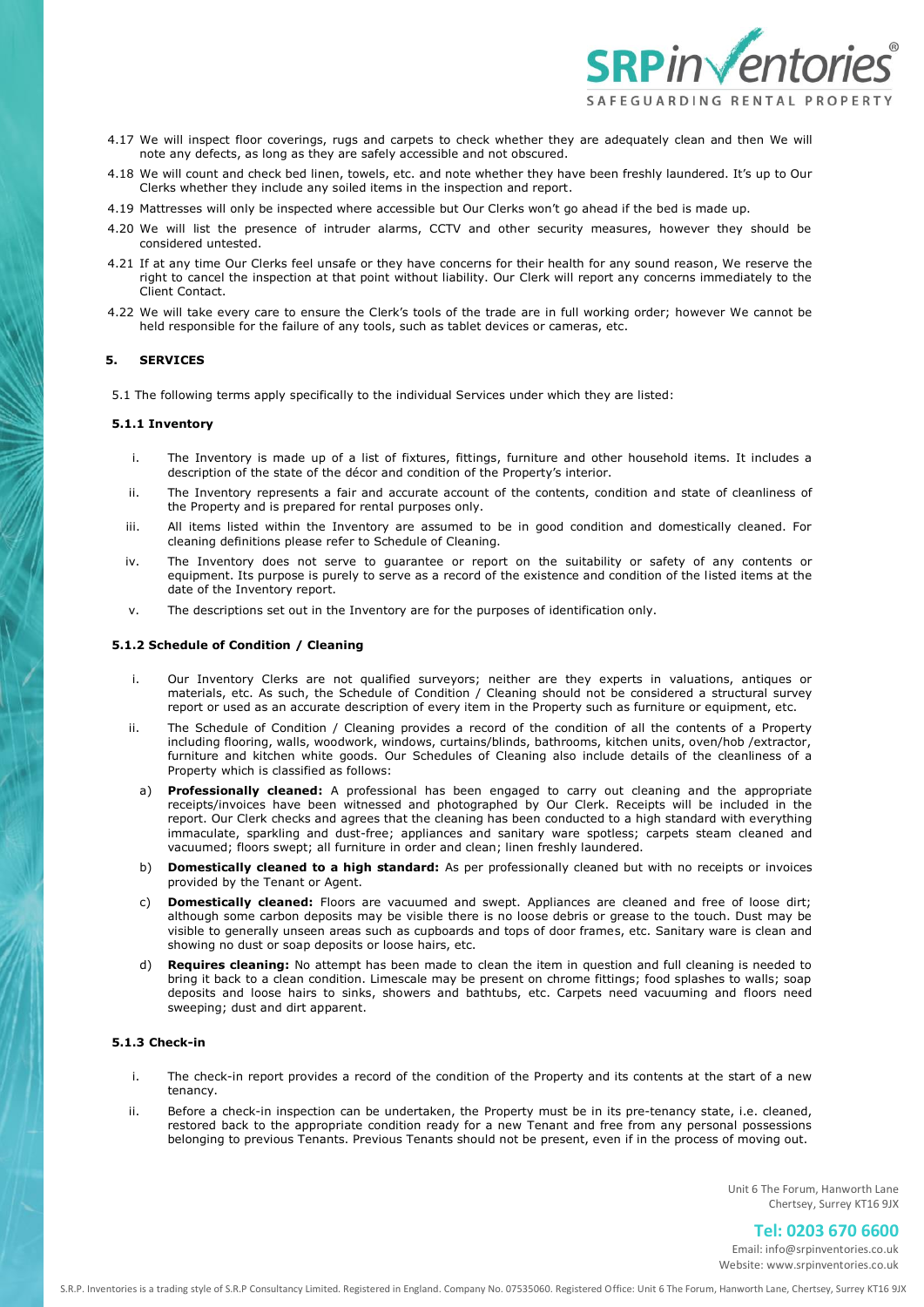4.17 We will inspect floor coverings, rugs and carpets to check whether they are adequately clean and then We will note any defects, as long as they are safely accessible and not obscured.

4.18 We will count and check bed linen, towels, etc. and note whether they have been freshly laundered. It's up to Our Clerks whether they include any soiled items in the inspection and report.

4.19 Mattresses will only be inspected where accessible but Our Clerks won't go ahead if the bed is made up.

4.20 We will list the presence of intruder alarms, CCTV and other security measures, however they should be considered untested.

4.21 If at any time Our Clerks feel unsafe or they have concerns for their health for any sound reason, We reserve the right to cancel the inspection at that point without liability. Our Clerk will report any concerns immediately to the Client Contact.

4.22 We will take every care to ensure the Clerk's tools of the trade are in full working order; however We cannot be held responsible for the failure of any tools, such as tablet devices or cameras, etc.

## 5. SERVICES

5.1 The following terms apply specifically to the individual Services under which they are listed:

### 5.1.1 Inventory

i. The Inventory is made up of a list of fixtures, fittings, furniture and other household items. It includes a description of the state of the décor and condition of the Property's interior.

ii. The Inventory represents a fair and accurate account of the contents, condition and state of cleanliness of the Property and is prepared for rental purposes only.

iii. All items listed within the Inventory are assumed to be in good condition and domestically cleaned. For cleaning definitions please refer to Schedule of Cleaning.

iv. The Inventory does not serve to guarantee or report on the suitability or safety of any contents or equipment. Its purpose is purely to serve as a record of the existence and condition of the listed items at the date of the Inventory report.

v. The descriptions set out in the Inventory are for the purposes of identification only.

### 5.1.2 Schedule of Condition / Cleaning

i. Our Inventory Clerks are not qualified surveyors; neither are they experts in valuations, antiques or materials, etc. As such, the Schedule of Condition / Cleaning should not be considered a structural survey report or used as an accurate description of every item in the Property such as furniture or equipment, etc.

ii. The Schedule of Condition / Cleaning provides a record of the condition of all the contents of a Property including flooring, walls, woodwork, windows, curtains/blinds, bathrooms, kitchen units, oven/hob /extractor, furniture and kitchen white goods. Our Schedules of Cleaning also include details of the cleanliness of a Property which is classified as follows:

a) **Professionally cleaned:** A professional has been engaged to carry out cleaning and the appropriate receipts/invoices have been witnessed and photographed by Our Clerk. Receipts will be included in the report. Our Clerk checks and agrees that the cleaning has been conducted to a high standard with everything immaculate, sparkling and dust-free; appliances and sanitary ware spotless; carpets steam cleaned and vacuumed; floors swept; all furniture in order and clean; linen freshly laundered.

b) **Domestically cleaned to a high standard:** As per professionally cleaned but with no receipts or invoices provided by the Tenant or Agent.

c) **Domestically cleaned:** Floors are vacuumed and swept. Appliances are cleaned and free of loose dirt; although some carbon deposits may be visible there is no loose debris or grease to the touch. Dust may be visible to generally unseen areas such as cupboards and tops of door frames, etc. Sanitary ware is clean and showing no dust or soap deposits or loose hairs, etc.

d) **Requires cleaning:** No attempt has been made to clean the item in question and full cleaning is needed to bring it back to a clean condition. Limescale may be present on chrome fittings; food splashes to walls; soap deposits and loose hairs to sinks, showers and bathtubs, etc. Carpets need vacuuming and floors need sweeping; dust and dirt apparent.

### 5.1.3 Check-in

i. The check-in report provides a record of the condition of the Property and its contents at the start of a new tenancy.

ii. Before a check-in inspection can be undertaken, the Property must be in its pre-tenancy state, i.e. cleaned, restored back to the appropriate condition ready for a new Tenant and free from any personal possessions belonging to previous Tenants. Previous Tenants should not be present, even if in the process of moving out.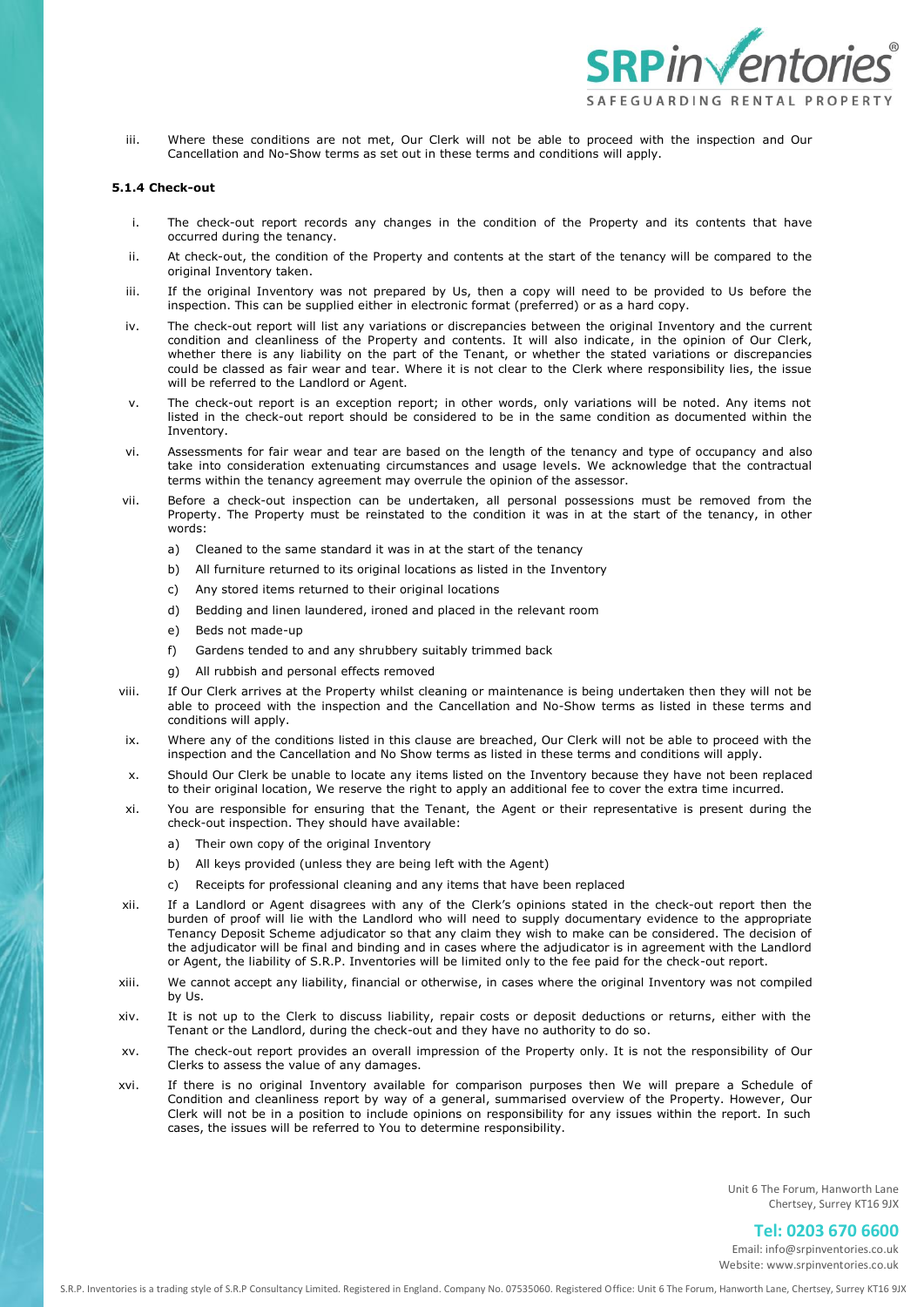iii. Where these conditions are not met, Our Clerk will not be able to proceed with the inspection and Our Cancellation and No-Show terms as set out in these terms and conditions will apply.

**5.1.4 Check-out**

i. The check-out report records any changes in the condition of the Property and its contents that have occurred during the tenancy.

ii. At check-out, the condition of the Property and contents at the start of the tenancy will be compared to the original Inventory taken.

iii. If the original Inventory was not prepared by Us, then a copy will need to be provided to Us before the inspection. This can be supplied either in electronic format (preferred) or as a hard copy.

iv. The check-out report will list any variations or discrepancies between the original Inventory and the current condition and cleanliness of the Property and contents. It will also indicate, in the opinion of Our Clerk, whether there is any liability on the part of the Tenant, or whether the stated variations or discrepancies could be classed as fair wear and tear. Where it is not clear to the Clerk where responsibility lies, the issue will be referred to the Landlord or Agent.

v. The check-out report is an exception report; in other words, only variations will be noted. Any items not listed in the check-out report should be considered to be in the same condition as documented within the Inventory.

vi. Assessments for fair wear and tear are based on the length of the tenancy and type of occupancy and also take into consideration extenuating circumstances and usage levels. We acknowledge that the contractual terms within the tenancy agreement may overrule the opinion of the assessor.

vii. Before a check-out inspection can be undertaken, all personal possessions must be removed from the Property. The Property must be reinstated to the condition it was in at the start of the tenancy, in other words:

   a) Cleaned to the same standard it was in at the start of the tenancy
   b) All furniture returned to its original locations as listed in the Inventory
   c) Any stored items returned to their original locations
   d) Bedding and linen laundered, ironed and placed in the relevant room
   e) Beds not made-up
   f) Gardens tended to and any shrubbery suitably trimmed back
   g) All rubbish and personal effects removed

viii. If Our Clerk arrives at the Property whilst cleaning or maintenance is being undertaken then they will not be able to proceed with the inspection and the Cancellation and No-Show terms as listed in these terms and conditions will apply.

ix. Where any of the conditions listed in this clause are breached, Our Clerk will not be able to proceed with the inspection and the Cancellation and No Show terms as listed in these terms and conditions will apply.

x. Should Our Clerk be unable to locate any items listed on the Inventory because they have not been replaced to their original location, We reserve the right to apply an additional fee to cover the extra time incurred.

xi. You are responsible for ensuring that the Tenant, the Agent or their representative is present during the check-out inspection. They should have available:

   a) Their own copy of the original Inventory
   b) All keys provided (unless they are being left with the Agent)
   c) Receipts for professional cleaning and any items that have been replaced

xii. If a Landlord or Agent disagrees with any of the Clerk's opinions stated in the check-out report then the burden of proof will lie with the Landlord who will need to supply documentary evidence to the appropriate Tenancy Deposit Scheme adjudicator so that any claim they wish to make can be considered. The decision of the adjudicator will be final and binding and in cases where the adjudicator is in agreement with the Landlord or Agent, the liability of S.R.P. Inventories will be limited only to the fee paid for the check-out report.

xiii. We cannot accept any liability, financial or otherwise, in cases where the original Inventory was not compiled by Us.

xiv. It is not up to the Clerk to discuss liability, repair costs or deposit deductions or returns, either with the Tenant or the Landlord, during the check-out and they have no authority to do so.

xv. The check-out report provides an overall impression of the Property only. It is not the responsibility of Our Clerks to assess the value of any damages.

xvi. If there is no original Inventory available for comparison purposes then We will prepare a Schedule of Condition and cleanliness report by way of a general, summarised overview of the Property. However, Our Clerk will not be in a position to include opinions on responsibility for any issues within the report. In such cases, the issues will be referred to You to determine responsibility.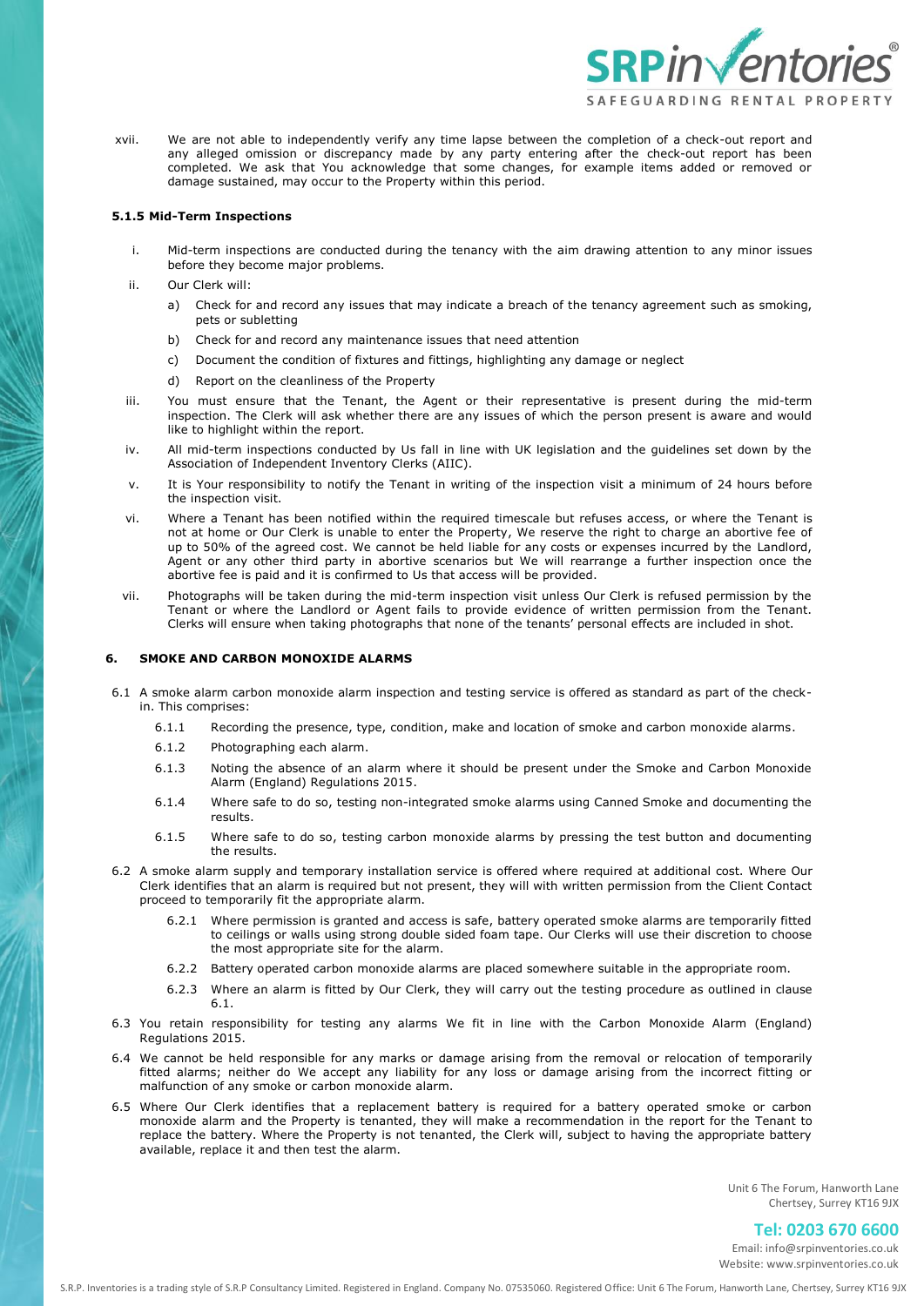xvii. We are not able to independently verify any time lapse between the completion of a check-out report and any alleged omission or discrepancy made by any party entering after the check-out report has been completed. We ask that You acknowledge that some changes, for example items added or removed or damage sustained, may occur to the Property within this period.

#### 5.1.5 Mid-Term Inspections

i. Mid-term inspections are conducted during the tenancy with the aim drawing attention to any minor issues before they become major problems.

ii. Our Clerk will:

a) Check for and record any issues that may indicate a breach of the tenancy agreement such as smoking, pets or subletting

b) Check for and record any maintenance issues that need attention

c) Document the condition of fixtures and fittings, highlighting any damage or neglect

d) Report on the cleanliness of the Property

iii. You must ensure that the Tenant, the Agent or their representative is present during the mid-term inspection. The Clerk will ask whether there are any issues of which the person present is aware and would like to highlight within the report.

iv. All mid-term inspections conducted by Us fall in line with UK legislation and the guidelines set down by the Association of Independent Inventory Clerks (AIIC).

v. It is Your responsibility to notify the Tenant in writing of the inspection visit a minimum of 24 hours before the inspection visit.

vi. Where a Tenant has been notified within the required timescale but refuses access, or where the Tenant is not at home or Our Clerk is unable to enter the Property, We reserve the right to charge an abortive fee of up to 50% of the agreed cost. We cannot be held liable for any costs or expenses incurred by the Landlord, Agent or any other third party in abortive scenarios but We will rearrange a further inspection once the abortive fee is paid and it is confirmed to Us that access will be provided.

vii. Photographs will be taken during the mid-term inspection visit unless Our Clerk is refused permission by the Tenant or where the Landlord or Agent fails to provide evidence of written permission from the Tenant. Clerks will ensure when taking photographs that none of the tenants' personal effects are included in shot.

## 6. SMOKE AND CARBON MONOXIDE ALARMS

6.1 A smoke alarm carbon monoxide alarm inspection and testing service is offered as standard as part of the check-in. This comprises:

6.1.1 Recording the presence, type, condition, make and location of smoke and carbon monoxide alarms.

6.1.2 Photographing each alarm.

6.1.3 Noting the absence of an alarm where it should be present under the Smoke and Carbon Monoxide Alarm (England) Regulations 2015.

6.1.4 Where safe to do so, testing non-integrated smoke alarms using Canned Smoke and documenting the results.

6.1.5 Where safe to do so, testing carbon monoxide alarms by pressing the test button and documenting the results.

6.2 A smoke alarm supply and temporary installation service is offered where required at additional cost. Where Our Clerk identifies that an alarm is required but not present, they will with written permission from the Client Contact proceed to temporarily fit the appropriate alarm.

6.2.1 Where permission is granted and access is safe, battery operated smoke alarms are temporarily fitted to ceilings or walls using strong double sided foam tape. Our Clerks will use their discretion to choose the most appropriate site for the alarm.

6.2.2 Battery operated carbon monoxide alarms are placed somewhere suitable in the appropriate room.

6.2.3 Where an alarm is fitted by Our Clerk, they will carry out the testing procedure as outlined in clause 6.1.

6.3 You retain responsibility for testing any alarms We fit in line with the Carbon Monoxide Alarm (England) Regulations 2015.

6.4 We cannot be held responsible for any marks or damage arising from the removal or relocation of temporarily fitted alarms; neither do We accept any liability for any loss or damage arising from the incorrect fitting or malfunction of any smoke or carbon monoxide alarm.

6.5 Where Our Clerk identifies that a replacement battery is required for a battery operated smoke or carbon monoxide alarm and the Property is tenanted, they will make a recommendation in the report for the Tenant to replace the battery. Where the Property is not tenanted, the Clerk will, subject to having the appropriate battery available, replace it and then test the alarm.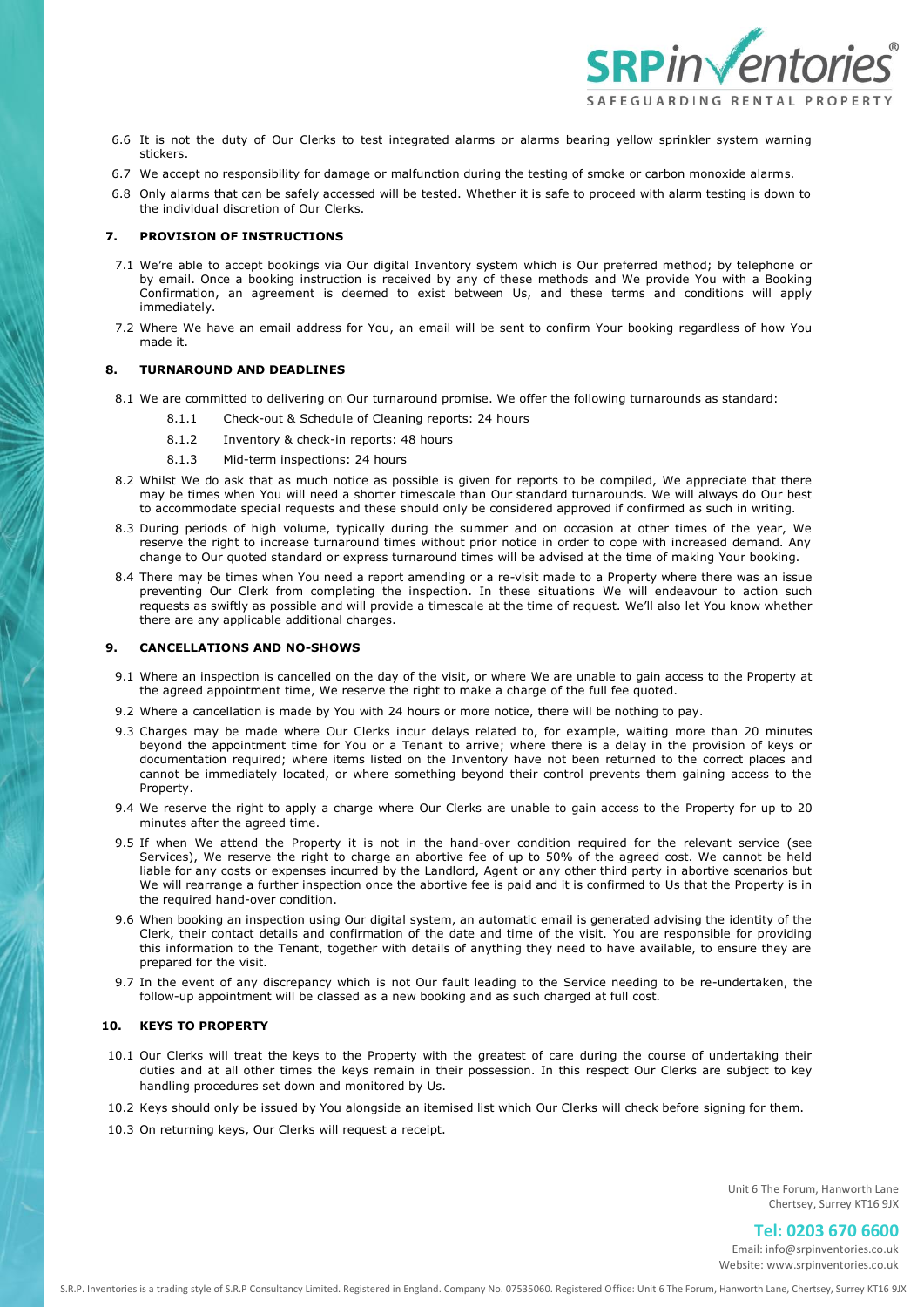6.6 It is not the duty of Our Clerks to test integrated alarms or alarms bearing yellow sprinkler system warning stickers.

6.7 We accept no responsibility for damage or malfunction during the testing of smoke or carbon monoxide alarms.

6.8 Only alarms that can be safely accessed will be tested. Whether it is safe to proceed with alarm testing is down to the individual discretion of Our Clerks.

## 7. PROVISION OF INSTRUCTIONS

7.1 We're able to accept bookings via Our digital Inventory system which is Our preferred method; by telephone or by email. Once a booking instruction is received by any of these methods and We provide You with a Booking Confirmation, an agreement is deemed to exist between Us, and these terms and conditions will apply immediately.

7.2 Where We have an email address for You, an email will be sent to confirm Your booking regardless of how You made it.

## 8. TURNAROUND AND DEADLINES

8.1 We are committed to delivering on Our turnaround promise. We offer the following turnarounds as standard:

- 8.1.1 Check-out & Schedule of Cleaning reports: 24 hours
- 8.1.2 Inventory & check-in reports: 48 hours
- 8.1.3 Mid-term inspections: 24 hours

8.2 Whilst We do ask that as much notice as possible is given for reports to be compiled, We appreciate that there may be times when You will need a shorter timescale than Our standard turnarounds. We will always do Our best to accommodate special requests and these should only be considered approved if confirmed as such in writing.

8.3 During periods of high volume, typically during the summer and on occasion at other times of the year, We reserve the right to increase turnaround times without prior notice in order to cope with increased demand. Any change to Our quoted standard or express turnaround times will be advised at the time of making Your booking.

8.4 There may be times when You need a report amending or a re-visit made to a Property where there was an issue preventing Our Clerk from completing the inspection. In these situations We will endeavour to action such requests as swiftly as possible and will provide a timescale at the time of request. We'll also let You know whether there are any applicable additional charges.

## 9. CANCELLATIONS AND NO-SHOWS

9.1 Where an inspection is cancelled on the day of the visit, or where We are unable to gain access to the Property at the agreed appointment time, We reserve the right to make a charge of the full fee quoted.

9.2 Where a cancellation is made by You with 24 hours or more notice, there will be nothing to pay.

9.3 Charges may be made where Our Clerks incur delays related to, for example, waiting more than 20 minutes beyond the appointment time for You or a Tenant to arrive; where there is a delay in the provision of keys or documentation required; where items listed on the Inventory have not been returned to the correct places and cannot be immediately located, or where something beyond their control prevents them gaining access to the Property.

9.4 We reserve the right to apply a charge where Our Clerks are unable to gain access to the Property for up to 20 minutes after the agreed time.

9.5 If when We attend the Property it is not in the hand-over condition required for the relevant service (see Services), We reserve the right to charge an abortive fee of up to 50% of the agreed cost. We cannot be held liable for any costs or expenses incurred by the Landlord, Agent or any other third party in abortive scenarios but We will rearrange a further inspection once the abortive fee is paid and it is confirmed to Us that the Property is in the required hand-over condition.

9.6 When booking an inspection using Our digital system, an automatic email is generated advising the identity of the Clerk, their contact details and confirmation of the date and time of the visit. You are responsible for providing this information to the Tenant, together with details of anything they need to have available, to ensure they are prepared for the visit.

9.7 In the event of any discrepancy which is not Our fault leading to the Service needing to be re-undertaken, the follow-up appointment will be classed as a new booking and as such charged at full cost.

## 10. KEYS TO PROPERTY

10.1 Our Clerks will treat the keys to the Property with the greatest of care during the course of undertaking their duties and at all other times the keys remain in their possession. In this respect Our Clerks are subject to key handling procedures set down and monitored by Us.

10.2 Keys should only be issued by You alongside an itemised list which Our Clerks will check before signing for them.

10.3 On returning keys, Our Clerks will request a receipt.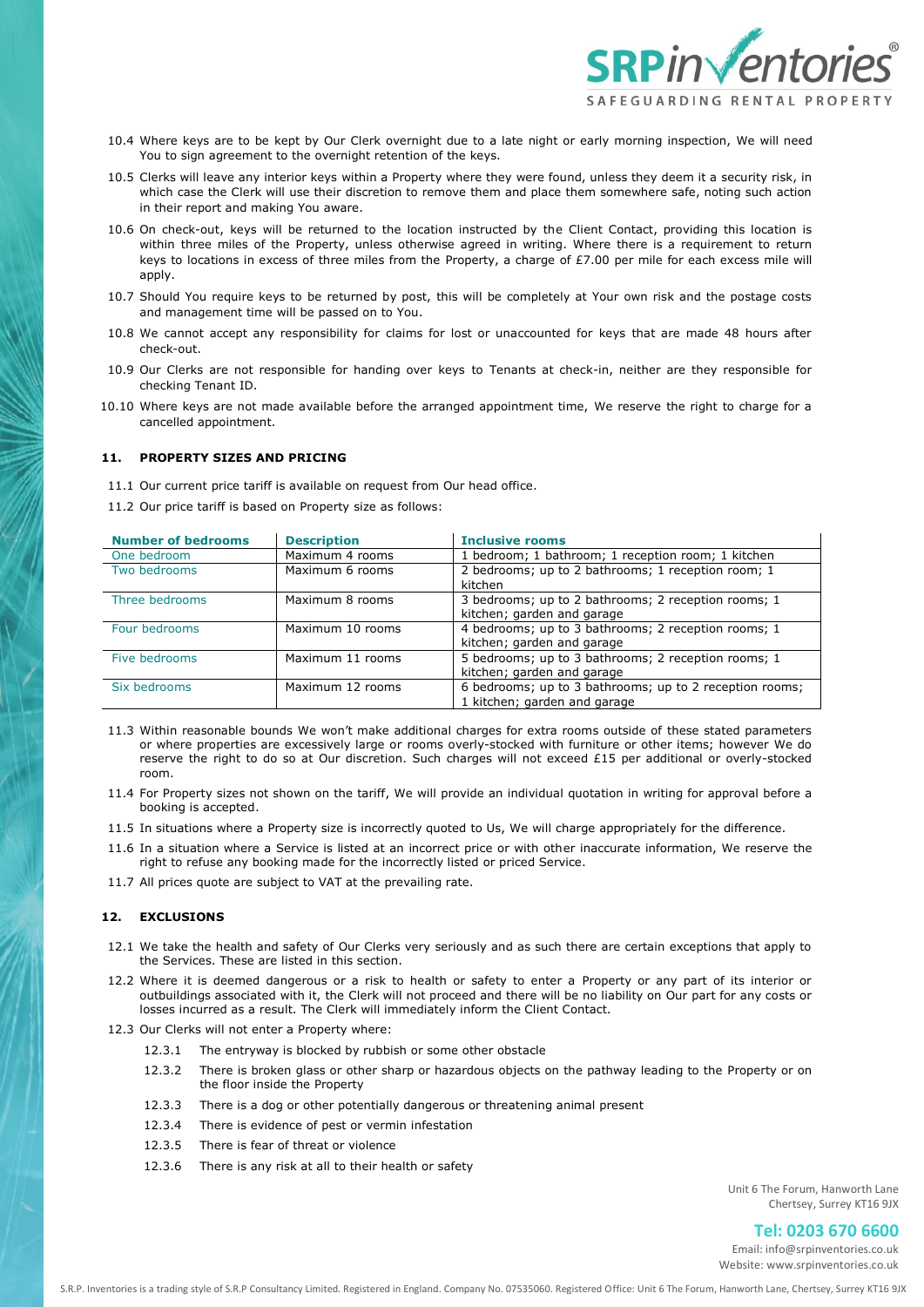10.4 Where keys are to be kept by Our Clerk overnight due to a late night or early morning inspection, We will need You to sign agreement to the overnight retention of the keys.

10.5 Clerks will leave any interior keys within a Property where they were found, unless they deem it a security risk, in which case the Clerk will use their discretion to remove them and place them somewhere safe, noting such action in their report and making You aware.

10.6 On check-out, keys will be returned to the location instructed by the Client Contact, providing this location is within three miles of the Property, unless otherwise agreed in writing. Where there is a requirement to return keys to locations in excess of three miles from the Property, a charge of £7.00 per mile for each excess mile will apply.

10.7 Should You require keys to be returned by post, this will be completely at Your own risk and the postage costs and management time will be passed on to You.

10.8 We cannot accept any responsibility for claims for lost or unaccounted for keys that are made 48 hours after check-out.

10.9 Our Clerks are not responsible for handing over keys to Tenants at check-in, neither are they responsible for checking Tenant ID.

10.10 Where keys are not made available before the arranged appointment time, We reserve the right to charge for a cancelled appointment.

## 11. PROPERTY SIZES AND PRICING

11.1 Our current price tariff is available on request from Our head office.

11.2 Our price tariff is based on Property size as follows:

| Number of bedrooms | Description | Inclusive rooms |
|---|---|---|
| One bedroom | Maximum 4 rooms | 1 bedroom; 1 bathroom; 1 reception room; 1 kitchen |
| Two bedrooms | Maximum 6 rooms | 2 bedrooms; up to 2 bathrooms; 1 reception room; 1 kitchen |
| Three bedrooms | Maximum 8 rooms | 3 bedrooms; up to 2 bathrooms; 2 reception rooms; 1 kitchen; garden and garage |
| Four bedrooms | Maximum 10 rooms | 4 bedrooms; up to 3 bathrooms; 2 reception rooms; 1 kitchen; garden and garage |
| Five bedrooms | Maximum 11 rooms | 5 bedrooms; up to 3 bathrooms; 2 reception rooms; 1 kitchen; garden and garage |
| Six bedrooms | Maximum 12 rooms | 6 bedrooms; up to 3 bathrooms; up to 2 reception rooms; 1 kitchen; garden and garage |

11.3 Within reasonable bounds We won't make additional charges for extra rooms outside of these stated parameters or where properties are excessively large or rooms overly-stocked with furniture or other items; however We do reserve the right to do so at Our discretion. Such charges will not exceed £15 per additional or overly-stocked room.

11.4 For Property sizes not shown on the tariff, We will provide an individual quotation in writing for approval before a booking is accepted.

11.5 In situations where a Property size is incorrectly quoted to Us, We will charge appropriately for the difference.

11.6 In a situation where a Service is listed at an incorrect price or with other inaccurate information, We reserve the right to refuse any booking made for the incorrectly listed or priced Service.

11.7 All prices quote are subject to VAT at the prevailing rate.

## 12. EXCLUSIONS

12.1 We take the health and safety of Our Clerks very seriously and as such there are certain exceptions that apply to the Services. These are listed in this section.

12.2 Where it is deemed dangerous or a risk to health or safety to enter a Property or any part of its interior or outbuildings associated with it, the Clerk will not proceed and there will be no liability on Our part for any costs or losses incurred as a result. The Clerk will immediately inform the Client Contact.

12.3 Our Clerks will not enter a Property where:

- 12.3.1 The entryway is blocked by rubbish or some other obstacle
- 12.3.2 There is broken glass or other sharp or hazardous objects on the pathway leading to the Property or on the floor inside the Property
- 12.3.3 There is a dog or other potentially dangerous or threatening animal present
- 12.3.4 There is evidence of pest or vermin infestation
- 12.3.5 There is fear of threat or violence
- 12.3.6 There is any risk at all to their health or safety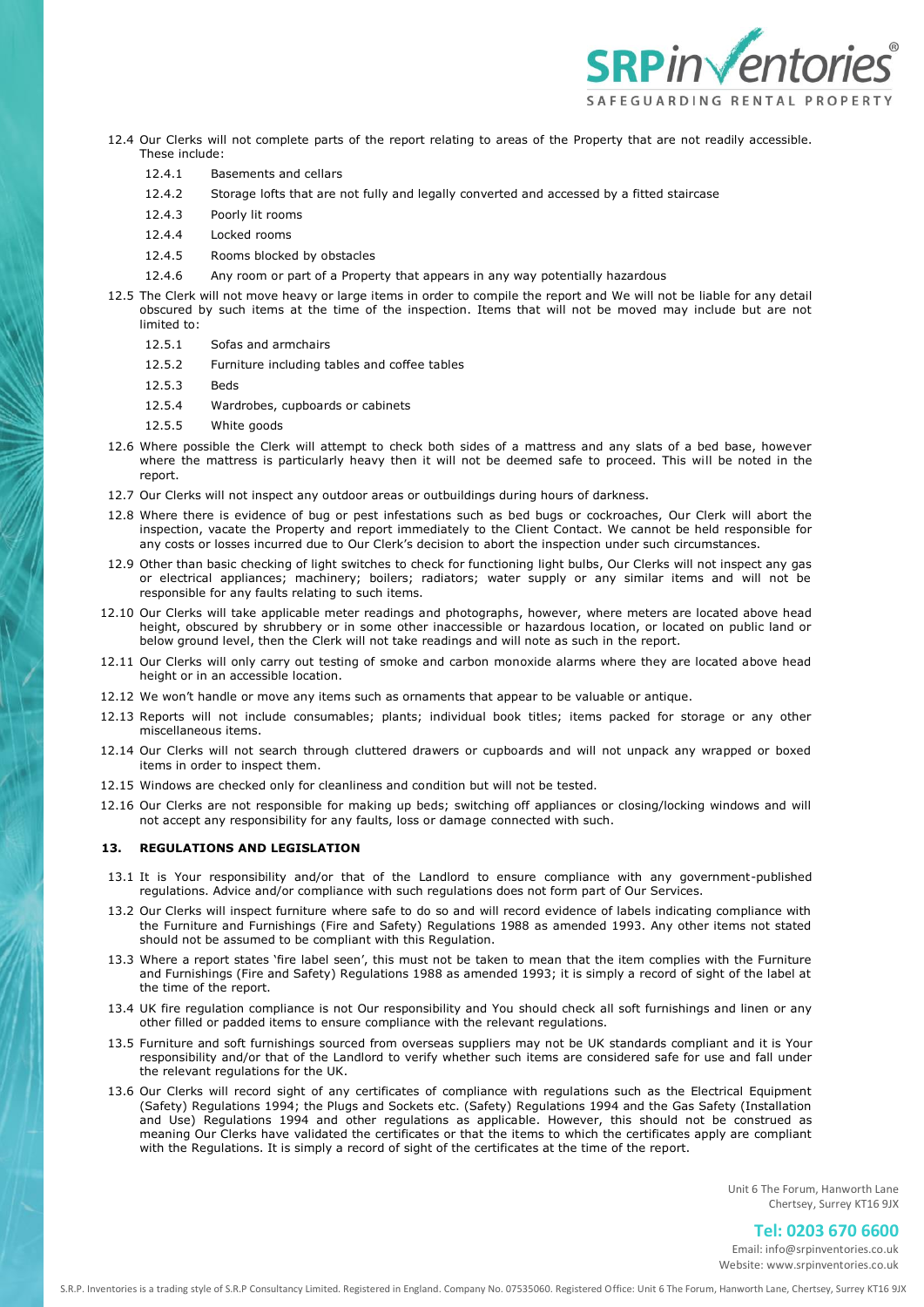12.4 Our Clerks will not complete parts of the report relating to areas of the Property that are not readily accessible. These include:

- 12.4.1 Basements and cellars
- 12.4.2 Storage lofts that are not fully and legally converted and accessed by a fitted staircase
- 12.4.3 Poorly lit rooms
- 12.4.4 Locked rooms
- 12.4.5 Rooms blocked by obstacles
- 12.4.6 Any room or part of a Property that appears in any way potentially hazardous

12.5 The Clerk will not move heavy or large items in order to compile the report and We will not be liable for any detail obscured by such items at the time of the inspection. Items that will not be moved may include but are not limited to:

- 12.5.1 Sofas and armchairs
- 12.5.2 Furniture including tables and coffee tables
- 12.5.3 Beds
- 12.5.4 Wardrobes, cupboards or cabinets
- 12.5.5 White goods

12.6 Where possible the Clerk will attempt to check both sides of a mattress and any slats of a bed base, however where the mattress is particularly heavy then it will not be deemed safe to proceed. This will be noted in the report.

12.7 Our Clerks will not inspect any outdoor areas or outbuildings during hours of darkness.

12.8 Where there is evidence of bug or pest infestations such as bed bugs or cockroaches, Our Clerk will abort the inspection, vacate the Property and report immediately to the Client Contact. We cannot be held responsible for any costs or losses incurred due to Our Clerk's decision to abort the inspection under such circumstances.

12.9 Other than basic checking of light switches to check for functioning light bulbs, Our Clerks will not inspect any gas or electrical appliances; machinery; boilers; radiators; water supply or any similar items and will not be responsible for any faults relating to such items.

12.10 Our Clerks will take applicable meter readings and photographs, however, where meters are located above head height, obscured by shrubbery or in some other inaccessible or hazardous location, or located on public land or below ground level, then the Clerk will not take readings and will note as such in the report.

12.11 Our Clerks will only carry out testing of smoke and carbon monoxide alarms where they are located above head height or in an accessible location.

12.12 We won't handle or move any items such as ornaments that appear to be valuable or antique.

12.13 Reports will not include consumables; plants; individual book titles; items packed for storage or any other miscellaneous items.

12.14 Our Clerks will not search through cluttered drawers or cupboards and will not unpack any wrapped or boxed items in order to inspect them.

12.15 Windows are checked only for cleanliness and condition but will not be tested.

12.16 Our Clerks are not responsible for making up beds; switching off appliances or closing/locking windows and will not accept any responsibility for any faults, loss or damage connected with such.

## 13. REGULATIONS AND LEGISLATION

13.1 It is Your responsibility and/or that of the Landlord to ensure compliance with any government-published regulations. Advice and/or compliance with such regulations does not form part of Our Services.

13.2 Our Clerks will inspect furniture where safe to do so and will record evidence of labels indicating compliance with the Furniture and Furnishings (Fire and Safety) Regulations 1988 as amended 1993. Any other items not stated should not be assumed to be compliant with this Regulation.

13.3 Where a report states 'fire label seen', this must not be taken to mean that the item complies with the Furniture and Furnishings (Fire and Safety) Regulations 1988 as amended 1993; it is simply a record of sight of the label at the time of the report.

13.4 UK fire regulation compliance is not Our responsibility and You should check all soft furnishings and linen or any other filled or padded items to ensure compliance with the relevant regulations.

13.5 Furniture and soft furnishings sourced from overseas suppliers may not be UK standards compliant and it is Your responsibility and/or that of the Landlord to verify whether such items are considered safe for use and fall under the relevant regulations for the UK.

13.6 Our Clerks will record sight of any certificates of compliance with regulations such as the Electrical Equipment (Safety) Regulations 1994; the Plugs and Sockets etc. (Safety) Regulations 1994 and the Gas Safety (Installation and Use) Regulations 1994 and other regulations as applicable. However, this should not be construed as meaning Our Clerks have validated the certificates or that the items to which the certificates apply are compliant with the Regulations. It is simply a record of sight of the certificates at the time of the report.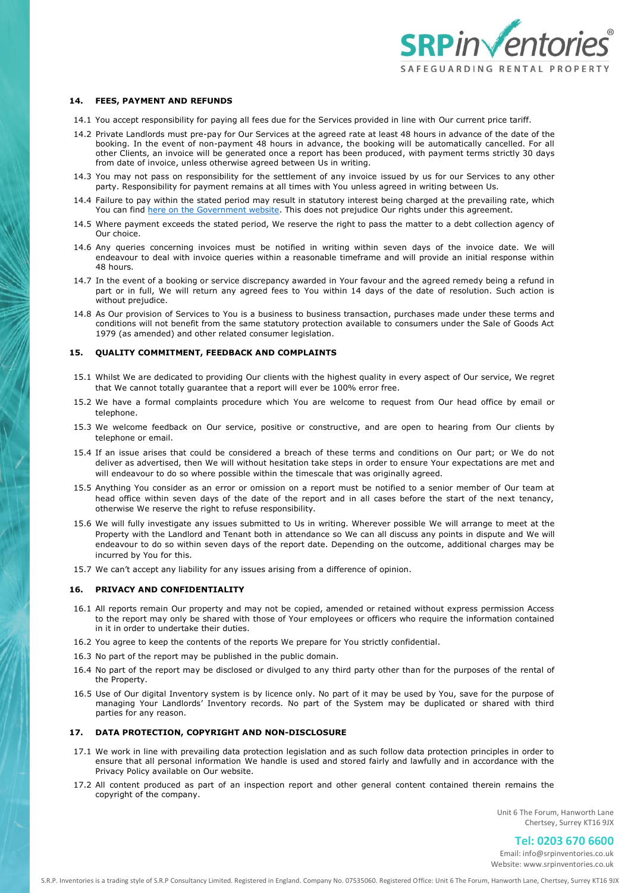## 14. FEES, PAYMENT AND REFUNDS

14.1 You accept responsibility for paying all fees due for the Services provided in line with Our current price tariff.

14.2 Private Landlords must pre-pay for Our Services at the agreed rate at least 48 hours in advance of the date of the booking. In the event of non-payment 48 hours in advance, the booking will be automatically cancelled. For all other Clients, an invoice will be generated once a report has been produced, with payment terms strictly 30 days from date of invoice, unless otherwise agreed between Us in writing.

14.3 You may not pass on responsibility for the settlement of any invoice issued by us for our Services to any other party. Responsibility for payment remains at all times with You unless agreed in writing between Us.

14.4 Failure to pay within the stated period may result in statutory interest being charged at the prevailing rate, which You can find here on the Government website. This does not prejudice Our rights under this agreement.

14.5 Where payment exceeds the stated period, We reserve the right to pass the matter to a debt collection agency of Our choice.

14.6 Any queries concerning invoices must be notified in writing within seven days of the invoice date. We will endeavour to deal with invoice queries within a reasonable timeframe and will provide an initial response within 48 hours.

14.7 In the event of a booking or service discrepancy awarded in Your favour and the agreed remedy being a refund in part or in full, We will return any agreed fees to You within 14 days of the date of resolution. Such action is without prejudice.

14.8 As Our provision of Services to You is a business to business transaction, purchases made under these terms and conditions will not benefit from the same statutory protection available to consumers under the Sale of Goods Act 1979 (as amended) and other related consumer legislation.

## 15. QUALITY COMMITMENT, FEEDBACK AND COMPLAINTS

15.1 Whilst We are dedicated to providing Our clients with the highest quality in every aspect of Our service, We regret that We cannot totally guarantee that a report will ever be 100% error free.

15.2 We have a formal complaints procedure which You are welcome to request from Our head office by email or telephone.

15.3 We welcome feedback on Our service, positive or constructive, and are open to hearing from Our clients by telephone or email.

15.4 If an issue arises that could be considered a breach of these terms and conditions on Our part; or We do not deliver as advertised, then We will without hesitation take steps in order to ensure Your expectations are met and will endeavour to do so where possible within the timescale that was originally agreed.

15.5 Anything You consider as an error or omission on a report must be notified to a senior member of Our team at head office within seven days of the date of the report and in all cases before the start of the next tenancy, otherwise We reserve the right to refuse responsibility.

15.6 We will fully investigate any issues submitted to Us in writing. Wherever possible We will arrange to meet at the Property with the Landlord and Tenant both in attendance so We can all discuss any points in dispute and We will endeavour to do so within seven days of the report date. Depending on the outcome, additional charges may be incurred by You for this.

15.7 We can't accept any liability for any issues arising from a difference of opinion.

## 16. PRIVACY AND CONFIDENTIALITY

16.1 All reports remain Our property and may not be copied, amended or retained without express permission Access to the report may only be shared with those of Your employees or officers who require the information contained in it in order to undertake their duties.

16.2 You agree to keep the contents of the reports We prepare for You strictly confidential.

16.3 No part of the report may be published in the public domain.

16.4 No part of the report may be disclosed or divulged to any third party other than for the purposes of the rental of the Property.

16.5 Use of Our digital Inventory system is by licence only. No part of it may be used by You, save for the purpose of managing Your Landlords' Inventory records. No part of the System may be duplicated or shared with third parties for any reason.

## 17. DATA PROTECTION, COPYRIGHT AND NON-DISCLOSURE

17.1 We work in line with prevailing data protection legislation and as such follow data protection principles in order to ensure that all personal information We handle is used and stored fairly and lawfully and in accordance with the Privacy Policy available on Our website.

17.2 All content produced as part of an inspection report and other general content contained therein remains the copyright of the company.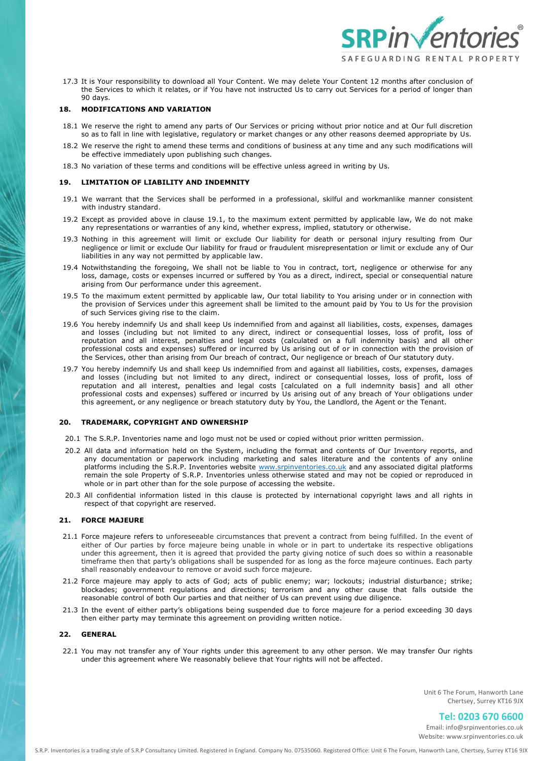17.3 It is Your responsibility to download all Your Content. We may delete Your Content 12 months after conclusion of the Services to which it relates, or if You have not instructed Us to carry out Services for a period of longer than 90 days.

## 18. MODIFICATIONS AND VARIATION

18.1 We reserve the right to amend any parts of Our Services or pricing without prior notice and at Our full discretion so as to fall in line with legislative, regulatory or market changes or any other reasons deemed appropriate by Us.

18.2 We reserve the right to amend these terms and conditions of business at any time and any such modifications will be effective immediately upon publishing such changes.

18.3 No variation of these terms and conditions will be effective unless agreed in writing by Us.

## 19. LIMITATION OF LIABILITY AND INDEMNITY

19.1 We warrant that the Services shall be performed in a professional, skilful and workmanlike manner consistent with industry standard.

19.2 Except as provided above in clause 19.1, to the maximum extent permitted by applicable law, We do not make any representations or warranties of any kind, whether express, implied, statutory or otherwise.

19.3 Nothing in this agreement will limit or exclude Our liability for death or personal injury resulting from Our negligence or limit or exclude Our liability for fraud or fraudulent misrepresentation or limit or exclude any of Our liabilities in any way not permitted by applicable law.

19.4 Notwithstanding the foregoing, We shall not be liable to You in contract, tort, negligence or otherwise for any loss, damage, costs or expenses incurred or suffered by You as a direct, indirect, special or consequential nature arising from Our performance under this agreement.

19.5 To the maximum extent permitted by applicable law, Our total liability to You arising under or in connection with the provision of Services under this agreement shall be limited to the amount paid by You to Us for the provision of such Services giving rise to the claim.

19.6 You hereby indemnify Us and shall keep Us indemnified from and against all liabilities, costs, expenses, damages and losses (including but not limited to any direct, indirect or consequential losses, loss of profit, loss of reputation and all interest, penalties and legal costs (calculated on a full indemnity basis) and all other professional costs and expenses) suffered or incurred by Us arising out of or in connection with the provision of the Services, other than arising from Our breach of contract, Our negligence or breach of Our statutory duty.

19.7 You hereby indemnify Us and shall keep Us indemnified from and against all liabilities, costs, expenses, damages and losses (including but not limited to any direct, indirect or consequential losses, loss of profit, loss of reputation and all interest, penalties and legal costs [calculated on a full indemnity basis] and all other professional costs and expenses) suffered or incurred by Us arising out of any breach of Your obligations under this agreement, or any negligence or breach statutory duty by You, the Landlord, the Agent or the Tenant.

## 20. TRADEMARK, COPYRIGHT AND OWNERSHIP

20.1 The S.R.P. Inventories name and logo must not be used or copied without prior written permission.

20.2 All data and information held on the System, including the format and contents of Our Inventory reports, and any documentation or paperwork including marketing and sales literature and the contents of any online platforms including the S.R.P. Inventories website www.srpinventories.co.uk and any associated digital platforms remain the sole Property of S.R.P. Inventories unless otherwise stated and may not be copied or reproduced in whole or in part other than for the sole purpose of accessing the website.

20.3 All confidential information listed in this clause is protected by international copyright laws and all rights in respect of that copyright are reserved.

## 21. FORCE MAJEURE

21.1 Force majeure refers to unforeseeable circumstances that prevent a contract from being fulfilled. In the event of either of Our parties by force majeure being unable in whole or in part to undertake its respective obligations under this agreement, then it is agreed that provided the party giving notice of such does so within a reasonable timeframe then that party's obligations shall be suspended for as long as the force majeure continues. Each party shall reasonably endeavour to remove or avoid such force majeure.

21.2 Force majeure may apply to acts of God; acts of public enemy; war; lockouts; industrial disturbance; strike; blockades; government regulations and directions; terrorism and any other cause that falls outside the reasonable control of both Our parties and that neither of Us can prevent using due diligence.

21.3 In the event of either party's obligations being suspended due to force majeure for a period exceeding 30 days then either party may terminate this agreement on providing written notice.

## 22. GENERAL

22.1 You may not transfer any of Your rights under this agreement to any other person. We may transfer Our rights under this agreement where We reasonably believe that Your rights will not be affected.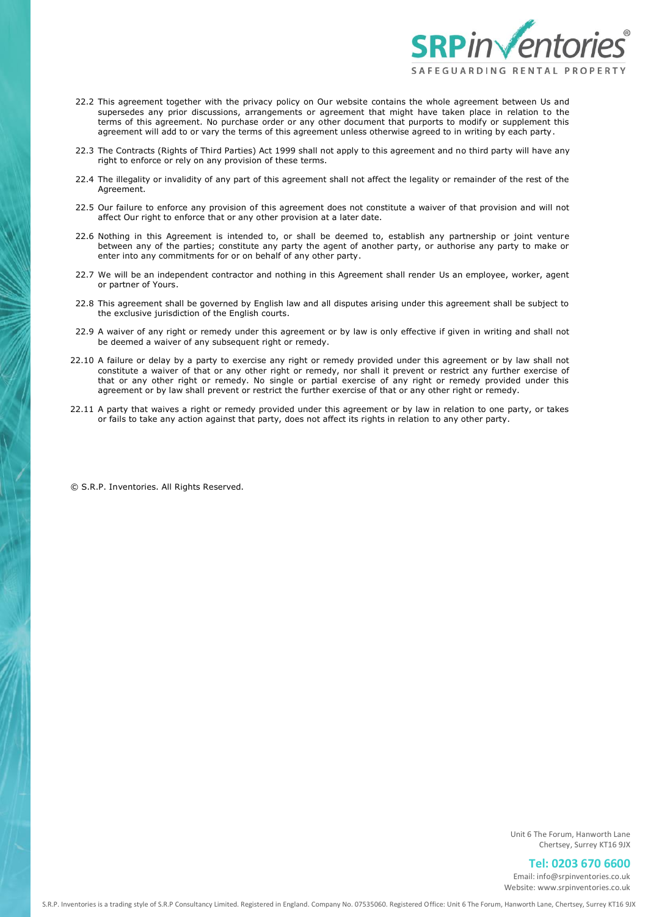22.2 This agreement together with the privacy policy on Our website contains the whole agreement between Us and supersedes any prior discussions, arrangements or agreement that might have taken place in relation to the terms of this agreement. No purchase order or any other document that purports to modify or supplement this agreement will add to or vary the terms of this agreement unless otherwise agreed to in writing by each party.

22.3 The Contracts (Rights of Third Parties) Act 1999 shall not apply to this agreement and no third party will have any right to enforce or rely on any provision of these terms.

22.4 The illegality or invalidity of any part of this agreement shall not affect the legality or remainder of the rest of the Agreement.

22.5 Our failure to enforce any provision of this agreement does not constitute a waiver of that provision and will not affect Our right to enforce that or any other provision at a later date.

22.6 Nothing in this Agreement is intended to, or shall be deemed to, establish any partnership or joint venture between any of the parties; constitute any party the agent of another party, or authorise any party to make or enter into any commitments for or on behalf of any other party.

22.7 We will be an independent contractor and nothing in this Agreement shall render Us an employee, worker, agent or partner of Yours.

22.8 This agreement shall be governed by English law and all disputes arising under this agreement shall be subject to the exclusive jurisdiction of the English courts.

22.9 A waiver of any right or remedy under this agreement or by law is only effective if given in writing and shall not be deemed a waiver of any subsequent right or remedy.

22.10 A failure or delay by a party to exercise any right or remedy provided under this agreement or by law shall not constitute a waiver of that or any other right or remedy, nor shall it prevent or restrict any further exercise of that or any other right or remedy. No single or partial exercise of any right or remedy provided under this agreement or by law shall prevent or restrict the further exercise of that or any other right or remedy.

22.11 A party that waives a right or remedy provided under this agreement or by law in relation to one party, or takes or fails to take any action against that party, does not affect its rights in relation to any other party.

© S.R.P. Inventories. All Rights Reserved.